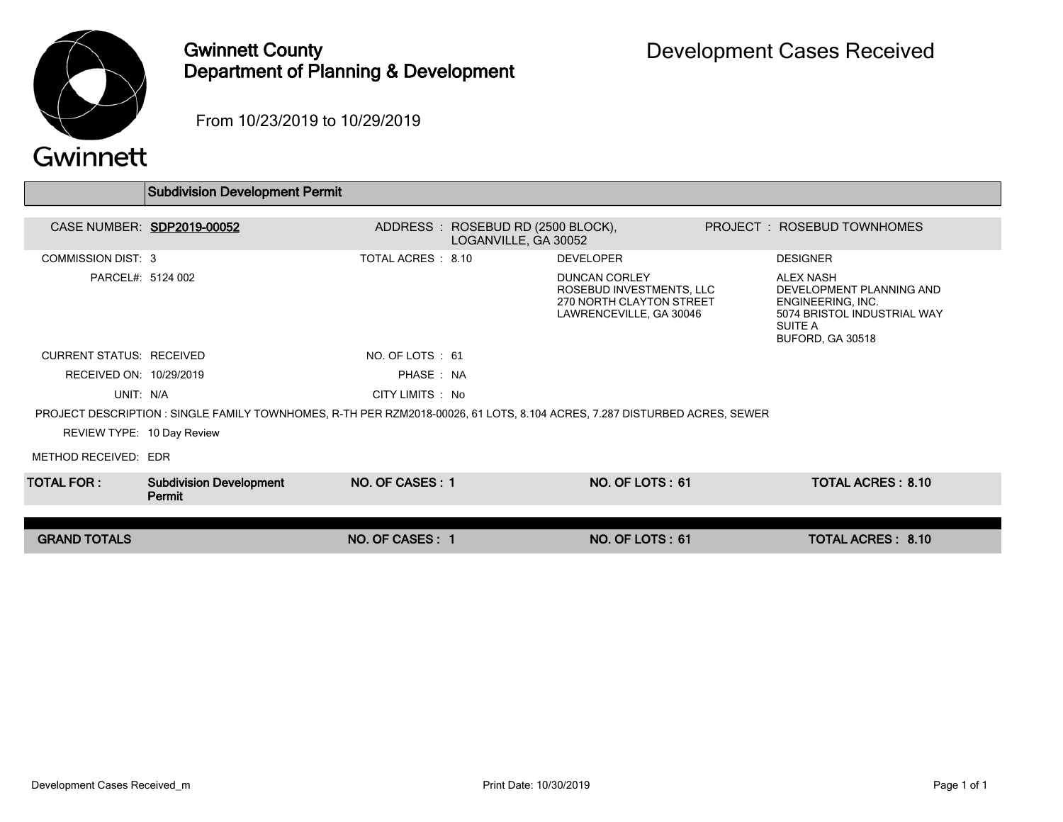# Gwinnett County Department of Planning & Development

## Development Cases Received

From 10/23/2019 to 10/29/2019

### Subdivision Development Permit

**CASE NUMBER:** SDP2019-00052
**ADDRESS:** ROSEBUD RD (2500 BLOCK), LOGANVILLE, GA 30052
**PROJECT:** ROSEBUD TOWNHOMES

COMMISSION DIST: 3
TOTAL ACRES: 8.10
PARCEL#: 5124 002

**DEVELOPER**
DUNCAN CORLEY
ROSEBUD INVESTMENTS, LLC
270 NORTH CLAYTON STREET
LAWRENCEVILLE, GA 30046

**DESIGNER**
ALEX NASH
DEVELOPMENT PLANNING AND ENGINEERING, INC.
5074 BRISTOL INDUSTRIAL WAY
SUITE A
BUFORD, GA 30518

CURRENT STATUS: RECEIVED
NO. OF LOTS: 61
RECEIVED ON: 10/29/2019
PHASE: NA
UNIT: N/A
CITY LIMITS: No

PROJECT DESCRIPTION: SINGLE FAMILY TOWNHOMES, R-TH PER RZM2018-00026, 61 LOTS, 8.104 ACRES, 7.287 DISTURBED ACRES, SEWER

REVIEW TYPE: 10 Day Review

METHOD RECEIVED: EDR

| TOTAL FOR: | Subdivision Development Permit | NO. OF CASES: 1 | NO. OF LOTS: 61 | TOTAL ACRES: 8.10 |
|---|---|---|---|---|
| **GRAND TOTALS** | | **NO. OF CASES: 1** | **NO. OF LOTS: 61** | **TOTAL ACRES: 8.10** |

Development Cases Received_m

Print Date: 10/30/2019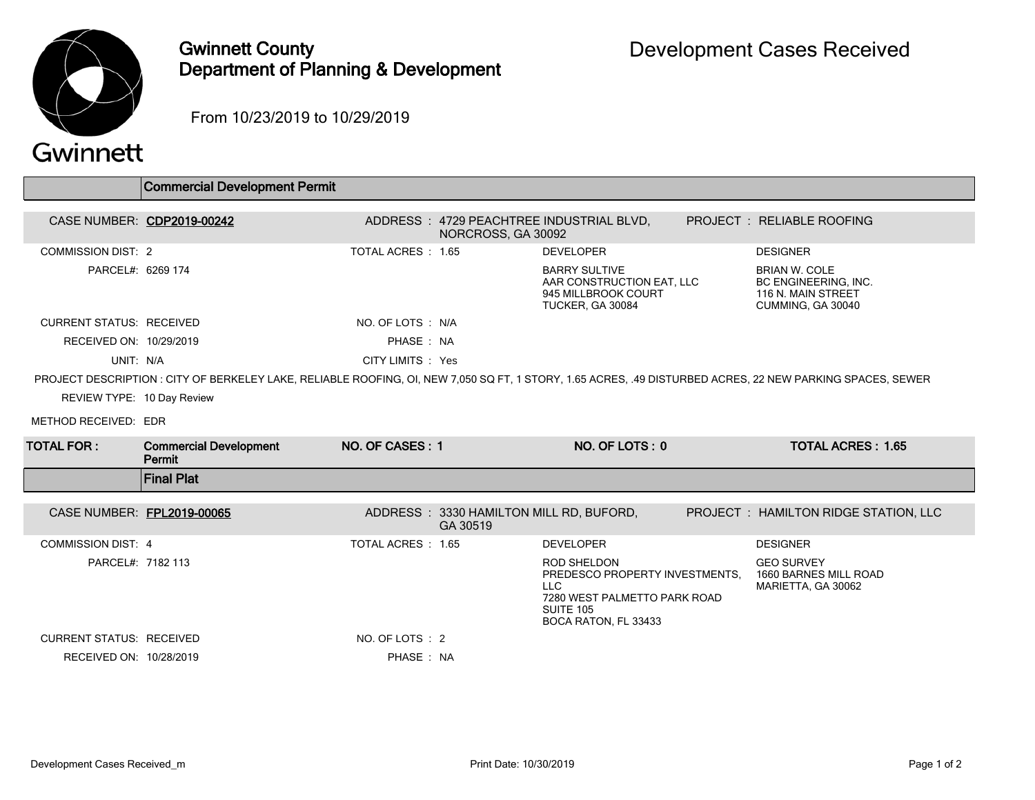# Gwinnett County Department of Planning & Development

## Development Cases Received

From 10/23/2019 to 10/29/2019

## Commercial Development Permit

| | | | | |
|---|---|---|---|---|
| CASE NUMBER: **CDP2019-00242** | ADDRESS : 4729 PEACHTREE INDUSTRIAL BLVD, NORCROSS, GA 30092 | | PROJECT : RELIABLE ROOFING | |
| COMMISSION DIST: 2 | TOTAL ACRES : 1.65 | DEVELOPER | DESIGNER | |
| PARCEL#: 6269 174 | | BARRY SULTIVE<br>AAR CONSTRUCTION EAT, LLC<br>945 MILLBROOK COURT<br>TUCKER, GA 30084 | BRIAN W. COLE<br>BC ENGINEERING, INC.<br>116 N. MAIN STREET<br>CUMMING, GA 30040 | |
| CURRENT STATUS: RECEIVED | NO. OF LOTS : N/A | | | |
| RECEIVED ON: 10/29/2019 | PHASE : NA | | | |
| UNIT: N/A | CITY LIMITS : Yes | | | |

PROJECT DESCRIPTION : CITY OF BERKELEY LAKE, RELIABLE ROOFING, OI, NEW 7,050 SQ FT, 1 STORY, 1.65 ACRES, .49 DISTURBED ACRES, 22 NEW PARKING SPACES, SEWER

REVIEW TYPE: 10 Day Review

METHOD RECEIVED: EDR

| TOTAL FOR : | Commercial Development Permit | NO. OF CASES : 1 | NO. OF LOTS : 0 | TOTAL ACRES : 1.65 |
|---|---|---|---|---|

## Final Plat

| | | | | |
|---|---|---|---|---|
| CASE NUMBER: **FPL2019-00065** | ADDRESS : 3330 HAMILTON MILL RD, BUFORD, GA 30519 | | PROJECT : HAMILTON RIDGE STATION, LLC | |
| COMMISSION DIST: 4 | TOTAL ACRES : 1.65 | DEVELOPER | DESIGNER | |
| PARCEL#: 7182 113 | | ROD SHELDON<br>PREDESCO PROPERTY INVESTMENTS, LLC<br>7280 WEST PALMETTO PARK ROAD<br>SUITE 105<br>BOCA RATON, FL 33433 | GEO SURVEY<br>1660 BARNES MILL ROAD<br>MARIETTA, GA 30062 | |
| CURRENT STATUS: RECEIVED | NO. OF LOTS : 2 | | | |
| RECEIVED ON: 10/28/2019 | PHASE : NA | | | |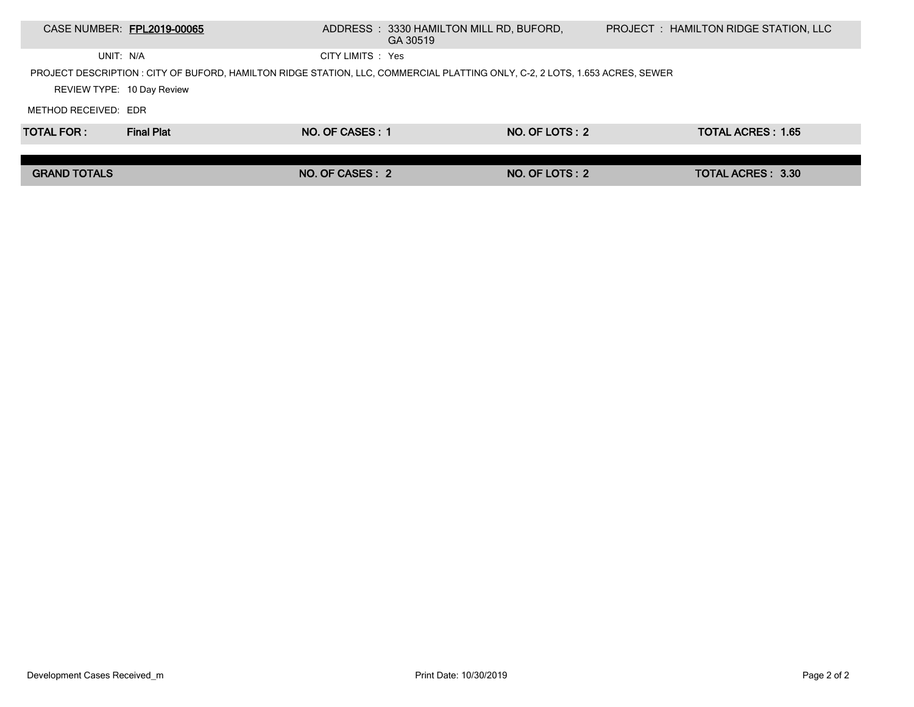| | | |
|---|---|---|
| CASE NUMBER: **FPL2019-00065** | ADDRESS : 3330 HAMILTON MILL RD, BUFORD, GA 30519 | PROJECT : HAMILTON RIDGE STATION, LLC |
| UNIT: N/A | CITY LIMITS : Yes | |

PROJECT DESCRIPTION : CITY OF BUFORD, HAMILTON RIDGE STATION, LLC, COMMERCIAL PLATTING ONLY, C-2, 2 LOTS, 1.653 ACRES, SEWER

REVIEW TYPE: 10 Day Review

METHOD RECEIVED: EDR

| | | | | |
|---|---|---|---|---|
| **TOTAL FOR :** | **Final Plat** | **NO. OF CASES : 1** | **NO. OF LOTS : 2** | **TOTAL ACRES : 1.65** |

| | | | |
|---|---|---|---|
| **GRAND TOTALS** | **NO. OF CASES : 2** | **NO. OF LOTS : 2** | **TOTAL ACRES : 3.30** |

Development Cases Received_m

Print Date: 10/30/2019